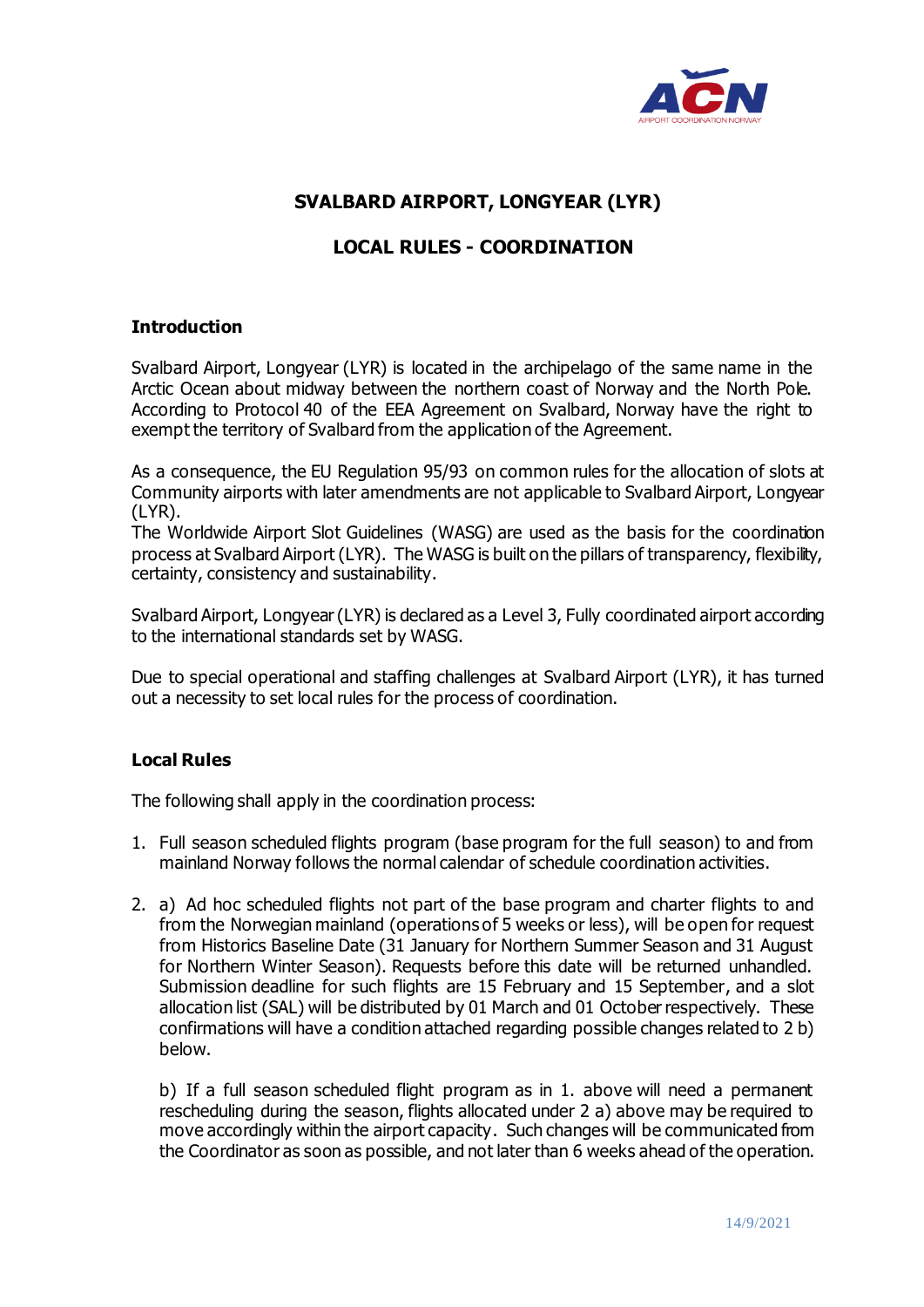# SVALBARD AIRPORT, LONGYEAR (LYR)

## LOCAL RULES - COORDINATION

### Introduction

Svalbard Airport, Longyear (LYR) is located in the archipelago of the same name in the Arctic Ocean about midway between the northern coast of Norway and the North Pole. According to Protocol 40 of the EEA Agreement on Svalbard, Norway have the right to exempt the territory of Svalbard from the application of the Agreement.

As a consequence, the EU Regulation 95/93 on common rules for the allocation of slots at Community airports with later amendments are not applicable to Svalbard Airport, Longyear (LYR).
The Worldwide Airport Slot Guidelines (WASG) are used as the basis for the coordination process at Svalbard Airport (LYR). The WASG is built on the pillars of transparency, flexibility, certainty, consistency and sustainability.

Svalbard Airport, Longyear (LYR) is declared as a Level 3, Fully coordinated airport according to the international standards set by WASG.

Due to special operational and staffing challenges at Svalbard Airport (LYR), it has turned out a necessity to set local rules for the process of coordination.

### Local Rules

The following shall apply in the coordination process:

1. Full season scheduled flights program (base program for the full season) to and from mainland Norway follows the normal calendar of schedule coordination activities.

2. a) Ad hoc scheduled flights not part of the base program and charter flights to and from the Norwegian mainland (operations of 5 weeks or less), will be open for request from Historics Baseline Date (31 January for Northern Summer Season and 31 August for Northern Winter Season). Requests before this date will be returned unhandled. Submission deadline for such flights are 15 February and 15 September, and a slot allocation list (SAL) will be distributed by 01 March and 01 October respectively. These confirmations will have a condition attached regarding possible changes related to 2 b) below.

   b) If a full season scheduled flight program as in 1. above will need a permanent rescheduling during the season, flights allocated under 2 a) above may be required to move accordingly within the airport capacity. Such changes will be communicated from the Coordinator as soon as possible, and not later than 6 weeks ahead of the operation.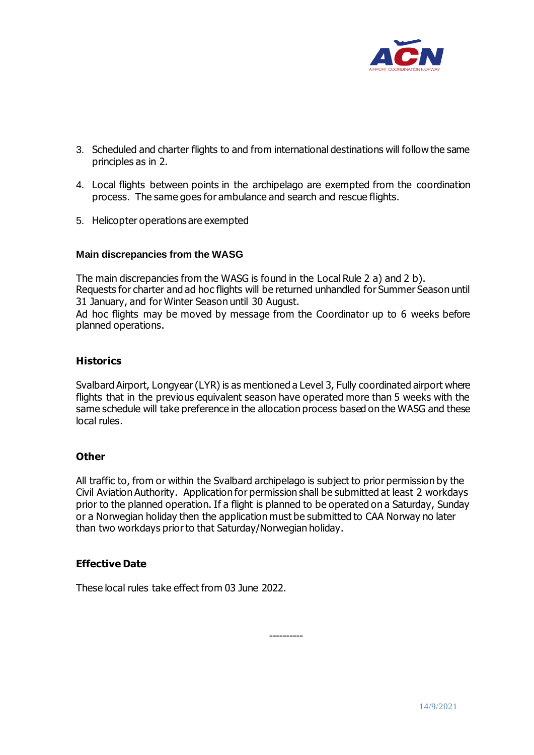3. Scheduled and charter flights to and from international destinations will follow the same principles as in 2.

4. Local flights between points in the archipelago are exempted from the coordination process. The same goes for ambulance and search and rescue flights.

5. Helicopter operations are exempted

**Main discrepancies from the WASG**

The main discrepancies from the WASG is found in the Local Rule 2 a) and 2 b).
Requests for charter and ad hoc flights will be returned unhandled for Summer Season until 31 January, and for Winter Season until 30 August.
Ad hoc flights may be moved by message from the Coordinator up to 6 weeks before planned operations.

**Historics**

Svalbard Airport, Longyear (LYR) is as mentioned a Level 3, Fully coordinated airport where flights that in the previous equivalent season have operated more than 5 weeks with the same schedule will take preference in the allocation process based on the WASG and these local rules.

**Other**

All traffic to, from or within the Svalbard archipelago is subject to prior permission by the Civil Aviation Authority. Application for permission shall be submitted at least 2 workdays prior to the planned operation. If a flight is planned to be operated on a Saturday, Sunday or a Norwegian holiday then the application must be submitted to CAA Norway no later than two workdays prior to that Saturday/Norwegian holiday.

**Effective Date**

These local rules take effect from 03 June 2022.

----------